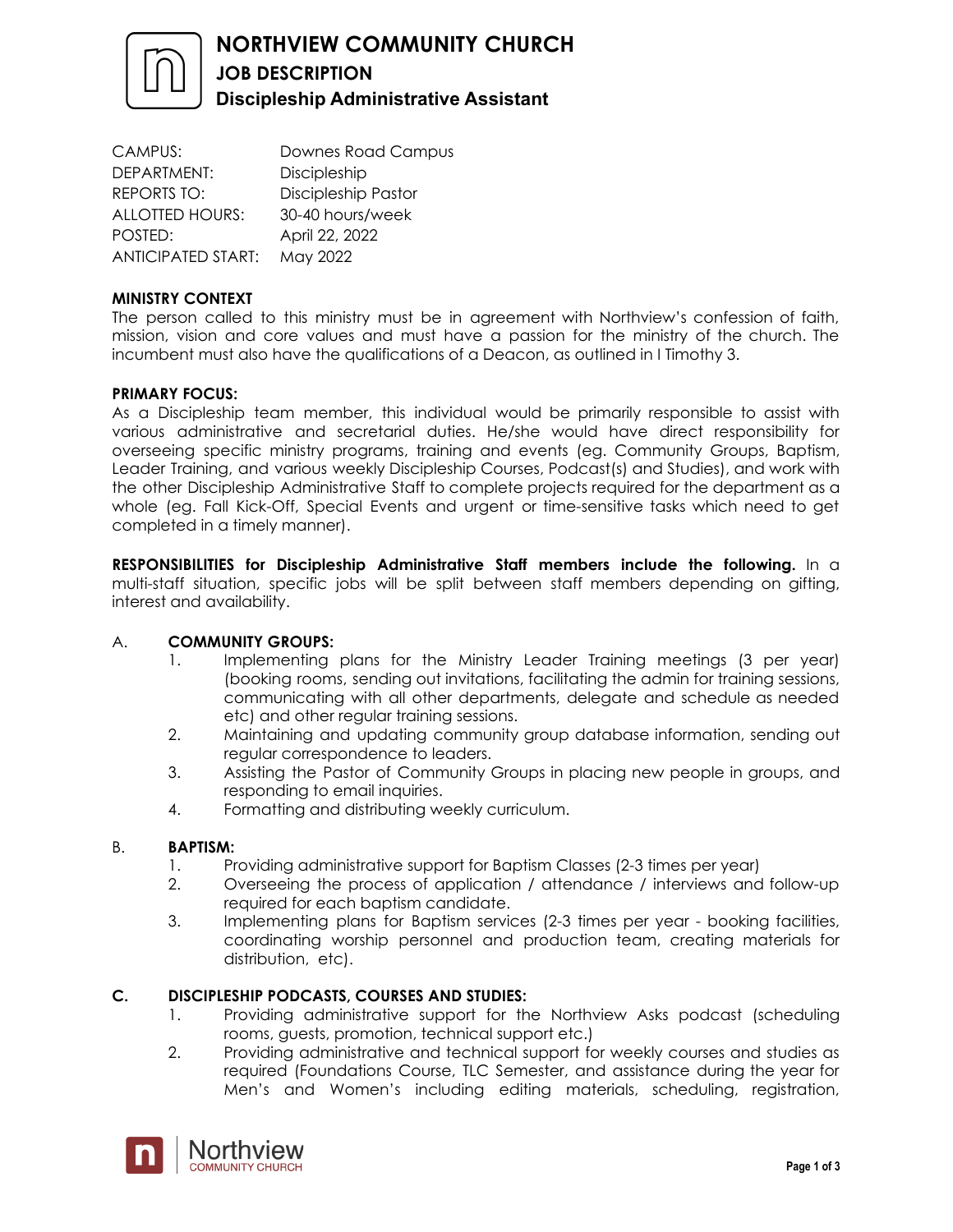# NORTHVIEW COMMUNITY CHURCH

## JOB DESCRIPTION

### Discipleship Administrative Assistant

| | |
|---|---|
| CAMPUS: | Downes Road Campus |
| DEPARTMENT: | Discipleship |
| REPORTS TO: | Discipleship Pastor |
| ALLOTTED HOURS: | 30-40 hours/week |
| POSTED: | April 22, 2022 |
| ANTICIPATED START: | May 2022 |

**MINISTRY CONTEXT**

The person called to this ministry must be in agreement with Northview's confession of faith, mission, vision and core values and must have a passion for the ministry of the church. The incumbent must also have the qualifications of a Deacon, as outlined in I Timothy 3.

**PRIMARY FOCUS:**

As a Discipleship team member, this individual would be primarily responsible to assist with various administrative and secretarial duties. He/she would have direct responsibility for overseeing specific ministry programs, training and events (eg. Community Groups, Baptism, Leader Training, and various weekly Discipleship Courses, Podcast(s) and Studies), and work with the other Discipleship Administrative Staff to complete projects required for the department as a whole (eg. Fall Kick-Off, Special Events and urgent or time-sensitive tasks which need to get completed in a timely manner).

**RESPONSIBILITIES for Discipleship Administrative Staff members include the following.** In a multi-staff situation, specific jobs will be split between staff members depending on gifting, interest and availability.

A. **COMMUNITY GROUPS:**

1. Implementing plans for the Ministry Leader Training meetings (3 per year) (booking rooms, sending out invitations, facilitating the admin for training sessions, communicating with all other departments, delegate and schedule as needed etc) and other regular training sessions.
2. Maintaining and updating community group database information, sending out regular correspondence to leaders.
3. Assisting the Pastor of Community Groups in placing new people in groups, and responding to email inquiries.
4. Formatting and distributing weekly curriculum.

B. **BAPTISM:**

1. Providing administrative support for Baptism Classes (2-3 times per year)
2. Overseeing the process of application / attendance / interviews and follow-up required for each baptism candidate.
3. Implementing plans for Baptism services (2-3 times per year - booking facilities, coordinating worship personnel and production team, creating materials for distribution, etc).

**C. DISCIPLESHIP PODCASTS, COURSES AND STUDIES:**

1. Providing administrative support for the Northview Asks podcast (scheduling rooms, guests, promotion, technical support etc.)
2. Providing administrative and technical support for weekly courses and studies as required (Foundations Course, TLC Semester, and assistance during the year for Men's and Women's including editing materials, scheduling, registration,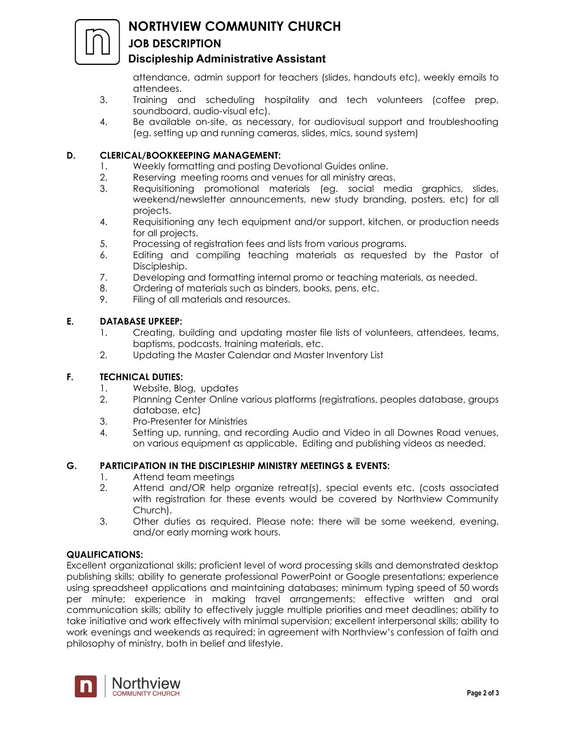attendance, admin support for teachers (slides, handouts etc), weekly emails to attendees.

3. Training and scheduling hospitality and tech volunteers (coffee prep, soundboard, audio-visual etc).
4. Be available on-site, as necessary, for audiovisual support and troubleshooting (eg. setting up and running cameras, slides, mics, sound system)

**D. CLERICAL/BOOKKEEPING MANAGEMENT:**

1. Weekly formatting and posting Devotional Guides online.
2. Reserving meeting rooms and venues for all ministry areas.
3. Requisitioning promotional materials (eg. social media graphics, slides, weekend/newsletter announcements, new study branding, posters, etc) for all projects.
4. Requisitioning any tech equipment and/or support, kitchen, or production needs for all projects.
5. Processing of registration fees and lists from various programs.
6. Editing and compiling teaching materials as requested by the Pastor of Discipleship.
7. Developing and formatting internal promo or teaching materials, as needed.
8. Ordering of materials such as binders, books, pens, etc.
9. Filing of all materials and resources.

**E. DATABASE UPKEEP:**

1. Creating, building and updating master file lists of volunteers, attendees, teams, baptisms, podcasts, training materials, etc.
2. Updating the Master Calendar and Master Inventory List

**F. TECHNICAL DUTIES:**

1. Website, Blog, updates
2. Planning Center Online various platforms (registrations, peoples database, groups database, etc)
3. Pro-Presenter for Ministries
4. Setting up, running, and recording Audio and Video in all Downes Road venues, on various equipment as applicable. Editing and publishing videos as needed.

**G. PARTICIPATION IN THE DISCIPLESHIP MINISTRY MEETINGS & EVENTS:**

1. Attend team meetings
2. Attend and/OR help organize retreat(s), special events etc. (costs associated with registration for these events would be covered by Northview Community Church).
3. Other duties as required. Please note: there will be some weekend, evening, and/or early morning work hours.

**QUALIFICATIONS:**

Excellent organizational skills; proficient level of word processing skills and demonstrated desktop publishing skills; ability to generate professional PowerPoint or Google presentations; experience using spreadsheet applications and maintaining databases; minimum typing speed of 50 words per minute; experience in making travel arrangements; effective written and oral communication skills; ability to effectively juggle multiple priorities and meet deadlines; ability to take initiative and work effectively with minimal supervision; excellent interpersonal skills; ability to work evenings and weekends as required; in agreement with Northview's confession of faith and philosophy of ministry, both in belief and lifestyle.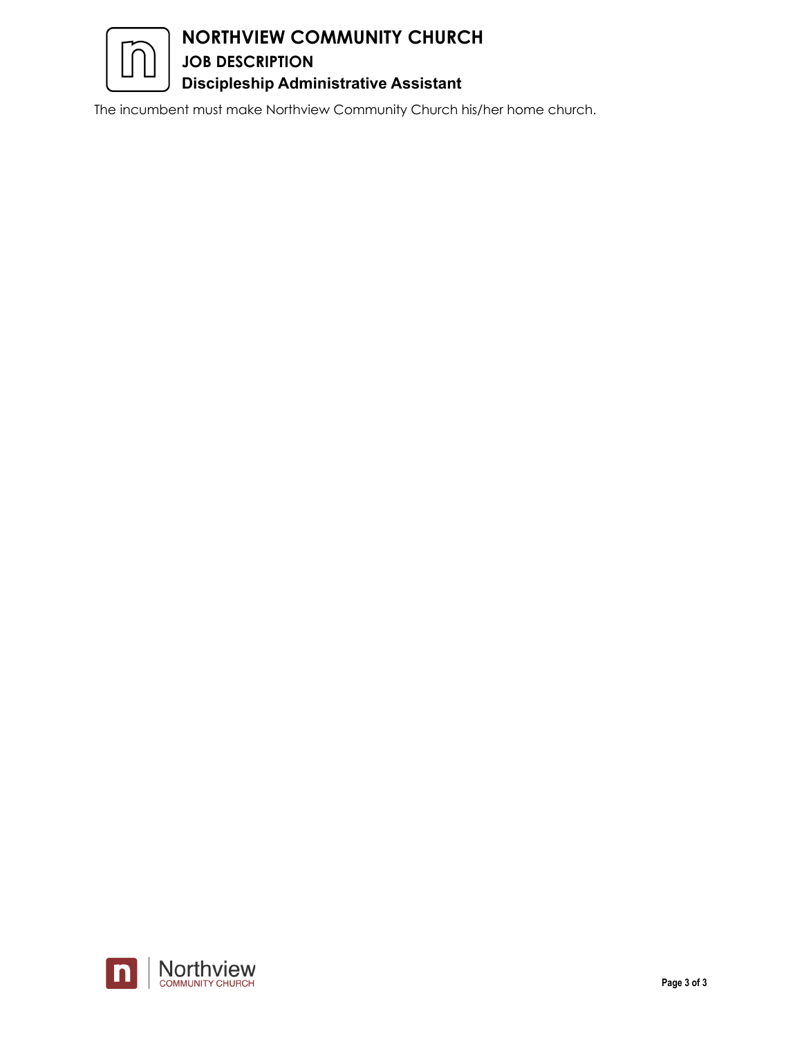The incumbent must make Northview Community Church his/her home church.